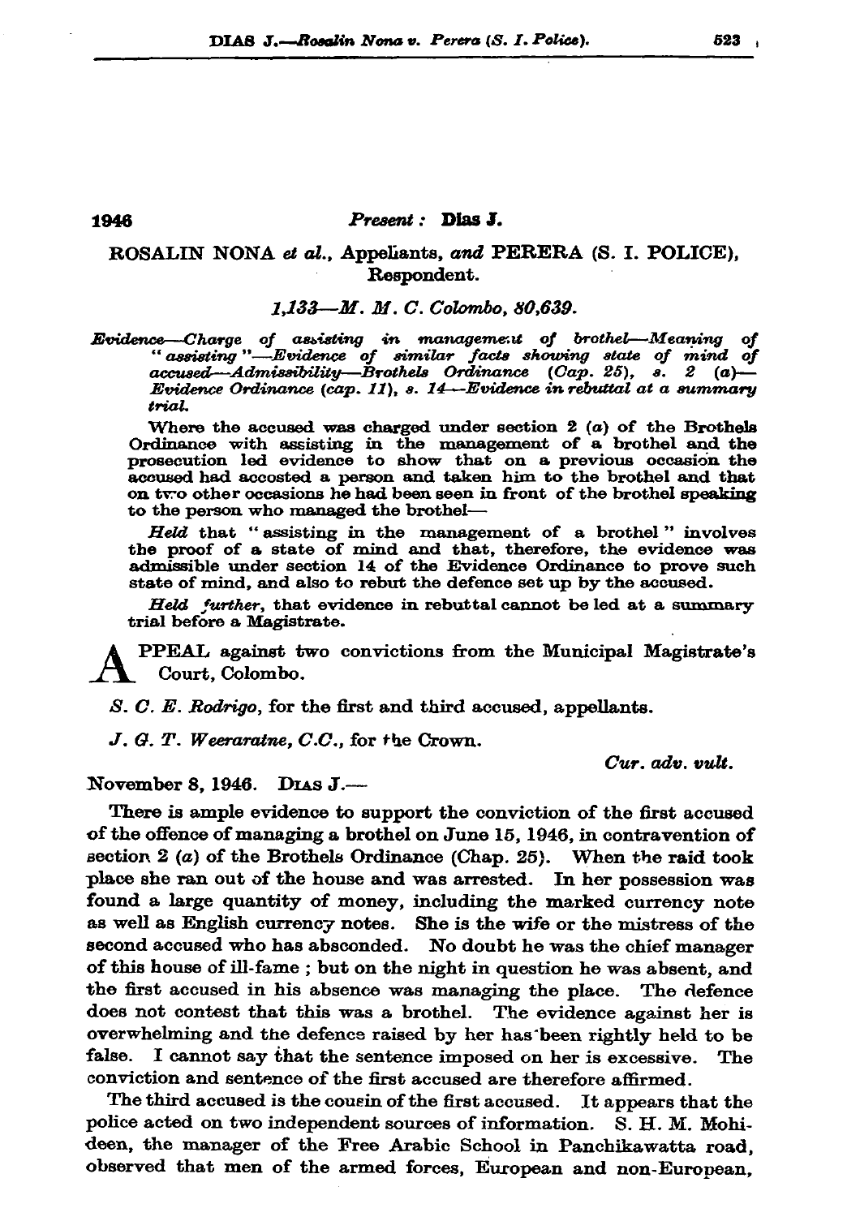**1946** *Present :* **Dias J.**

ROSALIN NONA *et al.*, Appellants, *and* PERERA (S. I. POLICE), Respondent.

*1,133—M. M. C. Colombo, 80,639.*

*Evidence—Charge of assisting in management of brothel—Meaning of "assisting"—Evidence of similar facts showing state of mind of accused—Admissibility—Brothels Ordinance (Cap. 25), s. 2 (a)—Evidence Ordinance (cap. 11), s. 14—Evidence in rebuttal at a summary trial.*

Where the accused was charged under section 2 (*a*) of the Brothels Ordinance with assisting in the management of a brothel and the prosecution led evidence to show that on a previous occasion the accused had accosted a person and taken him to the brothel and that on two other occasions he had been seen in front of the brothel speaking to the person who managed the brothel—

*Held* that "assisting in the management of a brothel" involves the proof of a state of mind and that, therefore, the evidence was admissible under section 14 of the Evidence Ordinance to prove such state of mind, and also to rebut the defence set up by the accused.

*Held further*, that evidence in rebuttal cannot be led at a summary trial before a Magistrate.

APPEAL against two convictions from the Municipal Magistrate's Court, Colombo.

*S. C. E. Rodrigo*, for the first and third accused, appellants.

*J. G. T. Weeraratne, C.C.*, for the Crown.

*Cur. adv. vult.*

November 8, 1946. DIAS J.—

There is ample evidence to support the conviction of the first accused of the offence of managing a brothel on June 15, 1946, in contravention of section 2 (*a*) of the Brothels Ordinance (Chap. 25). When the raid took place she ran out of the house and was arrested. In her possession was found a large quantity of money, including the marked currency note as well as English currency notes. She is the wife or the mistress of the second accused who has absconded. No doubt he was the chief manager of this house of ill-fame ; but on the night in question he was absent, and the first accused in his absence was managing the place. The defence does not contest that this was a brothel. The evidence against her is overwhelming and the defence raised by her has been rightly held to be false. I cannot say that the sentence imposed on her is excessive. The conviction and sentence of the first accused are therefore affirmed.

The third accused is the cousin of the first accused. It appears that the police acted on two independent sources of information. S. H. M. Mohideen, the manager of the Free Arabic School in Panchikawatta road, observed that men of the armed forces, European and non-European,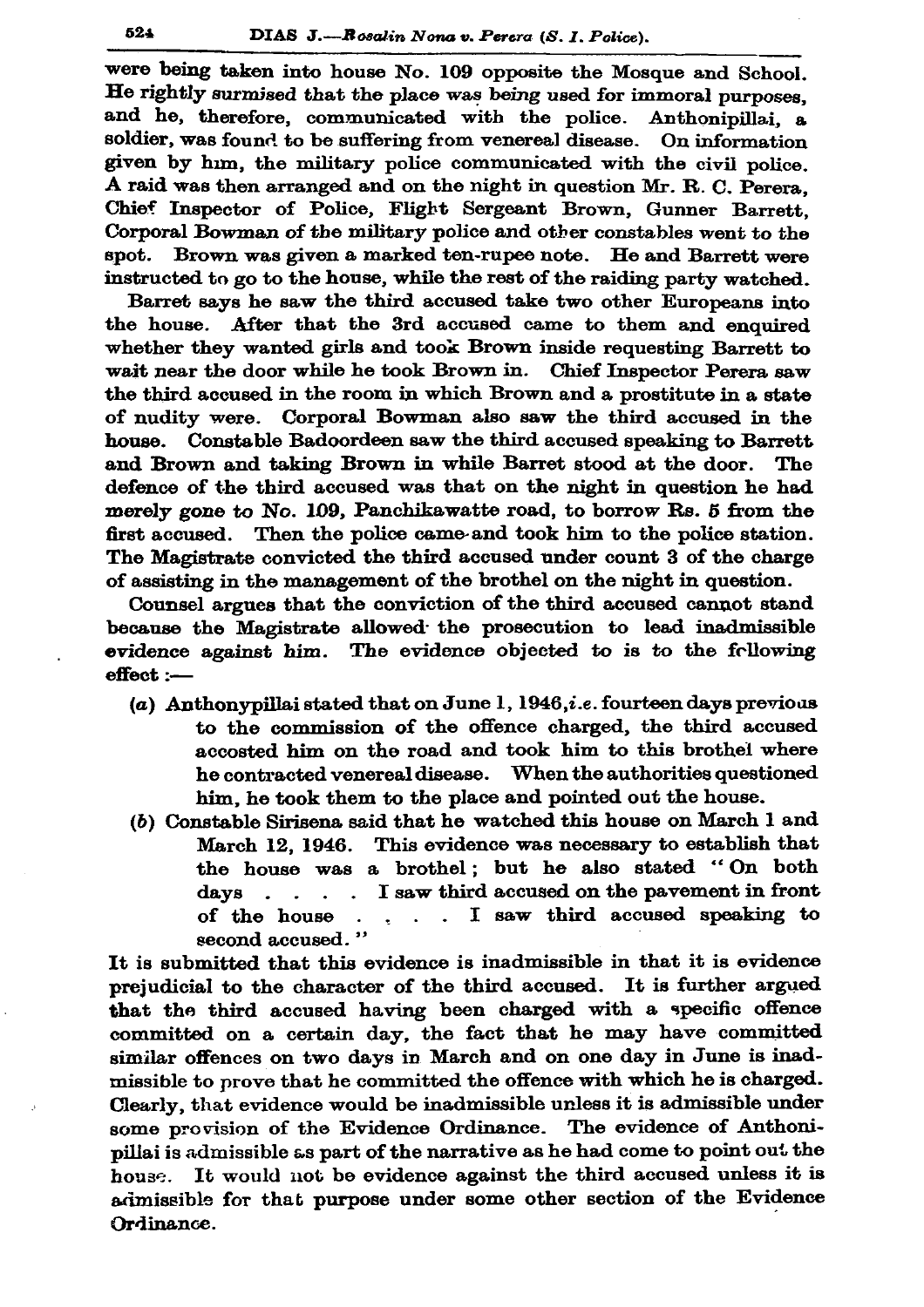were being taken into house No. 109 opposite the Mosque and School. He rightly surmised that the place was being used for immoral purposes, and he, therefore, communicated with the police. Anthonipillai, a soldier, was found to be suffering from venereal disease. On information given by him, the military police communicated with the civil police. A raid was then arranged and on the night in question Mr. R. C. Perera, Chief Inspector of Police, Flight Sergeant Brown, Gunner Barrett, Corporal Bowman of the military police and other constables went to the spot. Brown was given a marked ten-rupee note. He and Barrett were instructed to go to the house, while the rest of the raiding party watched.

Barret says he saw the third accused take two other Europeans into the house. After that the 3rd accused came to them and enquired whether they wanted girls and took Brown inside requesting Barrett to wait near the door while he took Brown in. Chief Inspector Perera saw the third accused in the room in which Brown and a prostitute in a state of nudity were. Corporal Bowman also saw the third accused in the house. Constable Badoordeen saw the third accused speaking to Barrett and Brown and taking Brown in while Barret stood at the door. The defence of the third accused was that on the night in question he had merely gone to No. 109, Panchikawatte road, to borrow Rs. 5 from the first accused. Then the police came and took him to the police station. The Magistrate convicted the third accused under count 3 of the charge of assisting in the management of the brothel on the night in question.

Counsel argues that the conviction of the third accused cannot stand because the Magistrate allowed the prosecution to lead inadmissible evidence against him. The evidence objected to is to the following effect :—

(*a*) Anthonypillai stated that on June 1, 1946, *i.e.* fourteen days previous to the commission of the offence charged, the third accused accosted him on the road and took him to this brothel where he contracted venereal disease. When the authorities questioned him, he took them to the place and pointed out the house.

(*b*) Constable Sirisena said that he watched this house on March 1 and March 12, 1946. This evidence was necessary to establish that the house was a brothel ; but he also stated "On both days . . . . I saw third accused on the pavement in front of the house . . . . I saw third accused speaking to second accused."

It is submitted that this evidence is inadmissible in that it is evidence prejudicial to the character of the third accused. It is further argued that the third accused having been charged with a specific offence committed on a certain day, the fact that he may have committed similar offences on two days in March and on one day in June is inadmissible to prove that he committed the offence with which he is charged. Clearly, that evidence would be inadmissible unless it is admissible under some provision of the Evidence Ordinance. The evidence of Anthonipillai is admissible as part of the narrative as he had come to point out the house. It would not be evidence against the third accused unless it is admissible for that purpose under some other section of the Evidence Ordinance.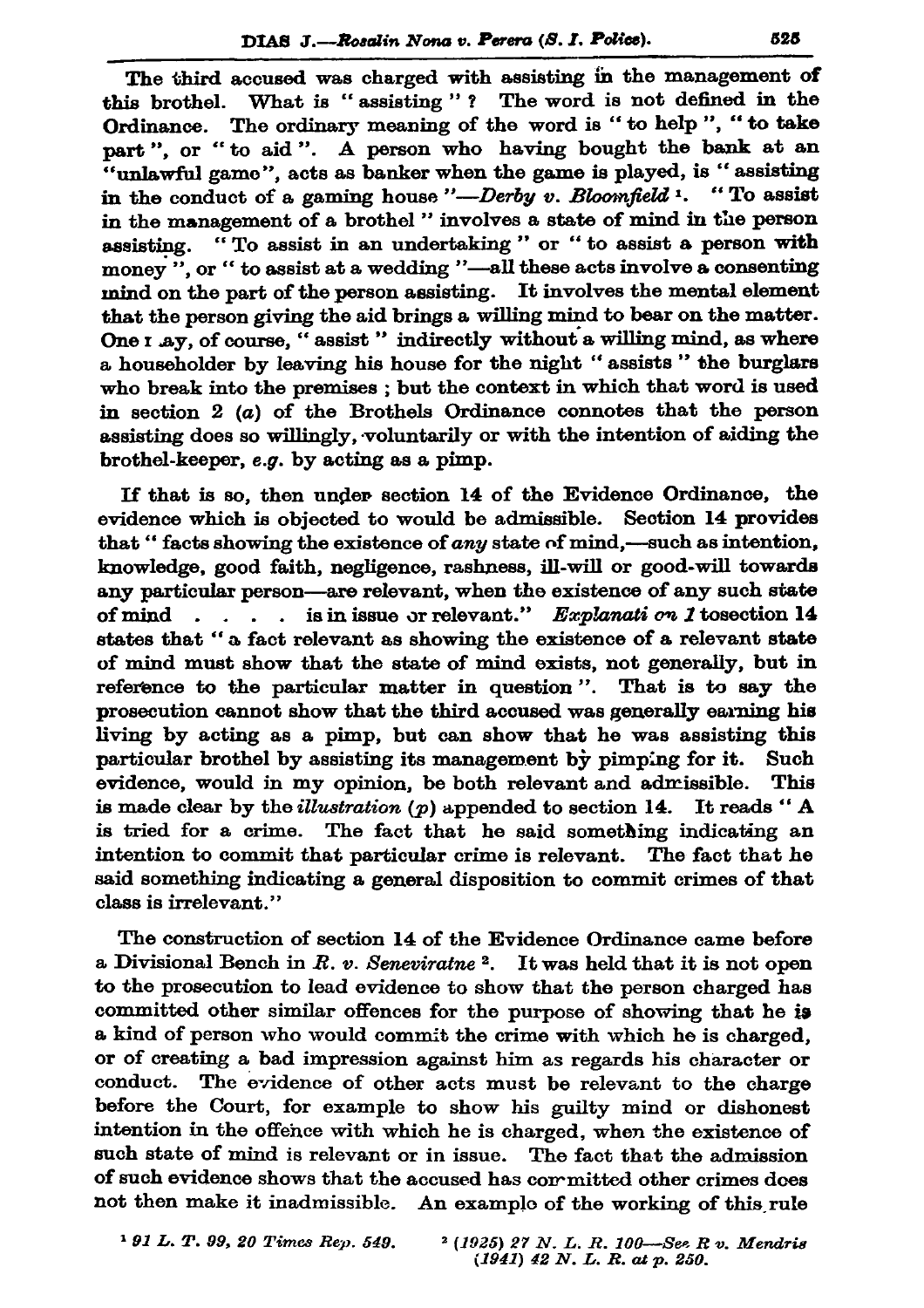The third accused was charged with assisting in the management of this brothel. What is " assisting " ? The word is not defined in the Ordinance. The ordinary meaning of the word is " to help ", " to take part ", or " to aid ". A person who having bought the bank at an "unlawful game", acts as banker when the game is played, is " assisting in the conduct of a gaming house "—*Derby v. Bloomfield* [1]. " To assist in the management of a brothel " involves a state of mind in the person assisting. " To assist in an undertaking " or " to assist a person with money ", or " to assist at a wedding "—all these acts involve a consenting mind on the part of the person assisting. It involves the mental element that the person giving the aid brings a willing mind to bear on the matter. One may, of course, " assist " indirectly without a willing mind, as where a householder by leaving his house for the night " assists " the burglars who break into the premises ; but the context in which that word is used in section 2 (*a*) of the Brothels Ordinance connotes that the person assisting does so willingly, voluntarily or with the intention of aiding the brothel-keeper, *e.g.* by acting as a pimp.

If that is so, then under section 14 of the Evidence Ordinance, the evidence which is objected to would be admissible. Section 14 provides that " facts showing the existence of *any* state of mind,—such as intention, knowledge, good faith, negligence, rashness, ill-will or good-will towards any particular person—are relevant, when the existence of any such state of mind . . . . is in issue or relevant." *Explanation 1* to section 14 states that " a fact relevant as showing the existence of a relevant state of mind must show that the state of mind exists, not generally, but in reference to the particular matter in question ". That is to say the prosecution cannot show that the third accused was generally earning his living by acting as a pimp, but can show that he was assisting this particular brothel by assisting its management by pimping for it. Such evidence, would in my opinion, be both relevant and admissible. This is made clear by the *illustration* (*p*) appended to section 14. It reads " A is tried for a crime. The fact that he said something indicating an intention to commit that particular crime is relevant. The fact that he said something indicating a general disposition to commit crimes of that class is irrelevant."

The construction of section 14 of the Evidence Ordinance came before a Divisional Bench in *R. v. Seneviratne* [2]. It was held that it is not open to the prosecution to lead evidence to show that the person charged has committed other similar offences for the purpose of showing that he is a kind of person who would commit the crime with which he is charged, or of creating a bad impression against him as regards his character or conduct. The evidence of other acts must be relevant to the charge before the Court, for example to show his guilty mind or dishonest intention in the offence with which he is charged, when the existence of such state of mind is relevant or in issue. The fact that the admission of such evidence shows that the accused has committed other crimes does not then make it inadmissible. An example of the working of this rule

[1] *91 L. T. 99, 20 Times Rep. 549.*

[2] *(1925) 27 N. L. R. 100—See R v. Mendris (1941) 42 N. L. R. at p. 250.*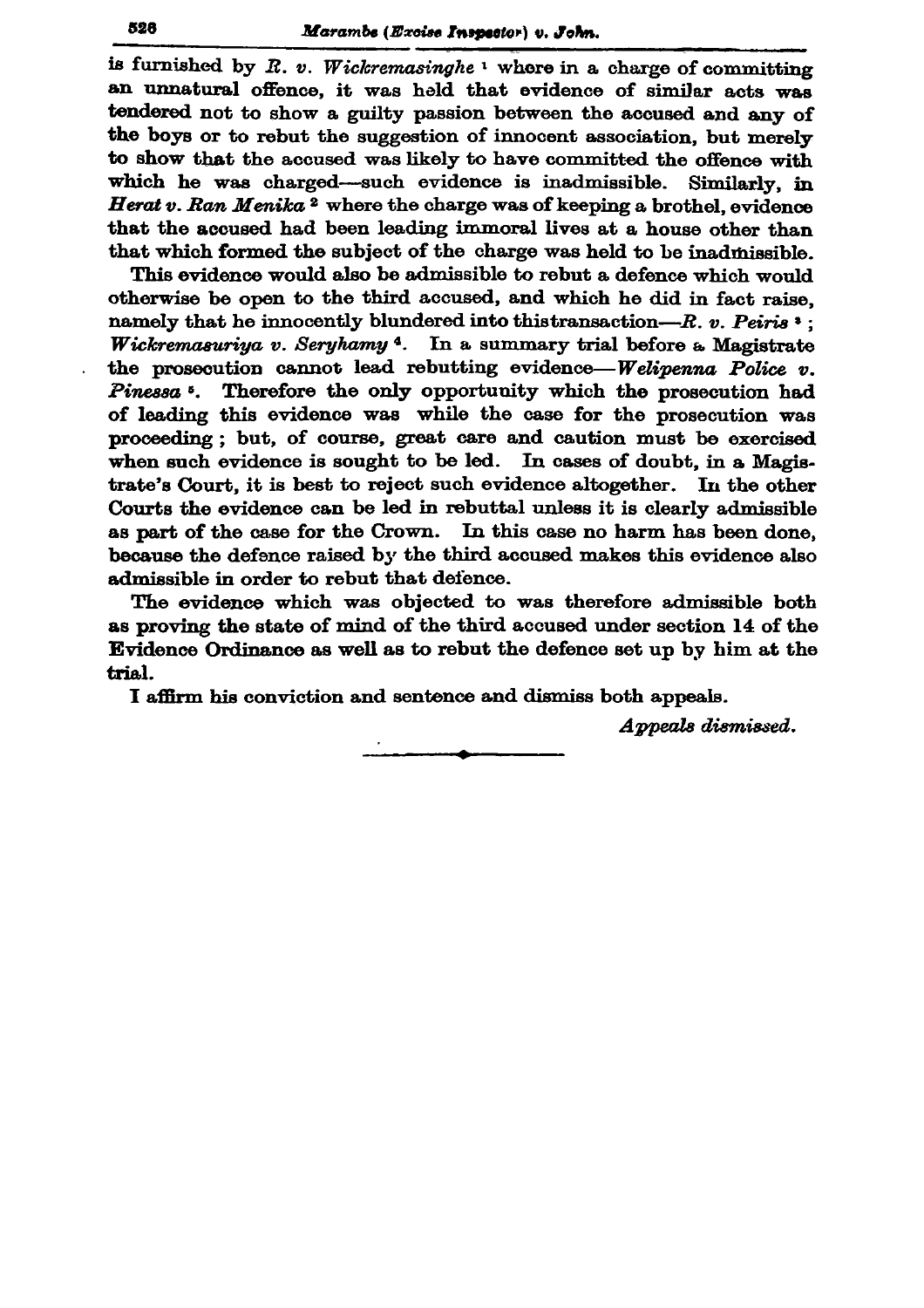is furnished by *R. v. Wickremasinghe* [1] where in a charge of committing an unnatural offence, it was held that evidence of similar acts was tendered not to show a guilty passion between the accused and any of the boys or to rebut the suggestion of innocent association, but merely to show that the accused was likely to have committed the offence with which he was charged—such evidence is inadmissible. Similarly, in *Herat v. Ran Menika* [2] where the charge was of keeping a brothel, evidence that the accused had been leading immoral lives at a house other than that which formed the subject of the charge was held to be inadmissible.

This evidence would also be admissible to rebut a defence which would otherwise be open to the third accused, and which he did in fact raise, namely that he innocently blundered into thistransaction—*R. v. Peiris* [3]; *Wickremasuriya v. Seryhamy* [4]. In a summary trial before a Magistrate the prosecution cannot lead rebutting evidence—*Welipenna Police v. Pinessa* [5]. Therefore the only opportunity which the prosecution had of leading this evidence was while the case for the prosecution was proceeding; but, of course, great care and caution must be exercised when such evidence is sought to be led. In cases of doubt, in a Magistrate's Court, it is best to reject such evidence altogether. In the other Courts the evidence can be led in rebuttal unless it is clearly admissible as part of the case for the Crown. In this case no harm has been done, because the defence raised by the third accused makes this evidence also admissible in order to rebut that defence.

The evidence which was objected to was therefore admissible both as proving the state of mind of the third accused under section 14 of the Evidence Ordinance as well as to rebut the defence set up by him at the trial.

I affirm his conviction and sentence and dismiss both appeals.

*Appeals dismissed.*